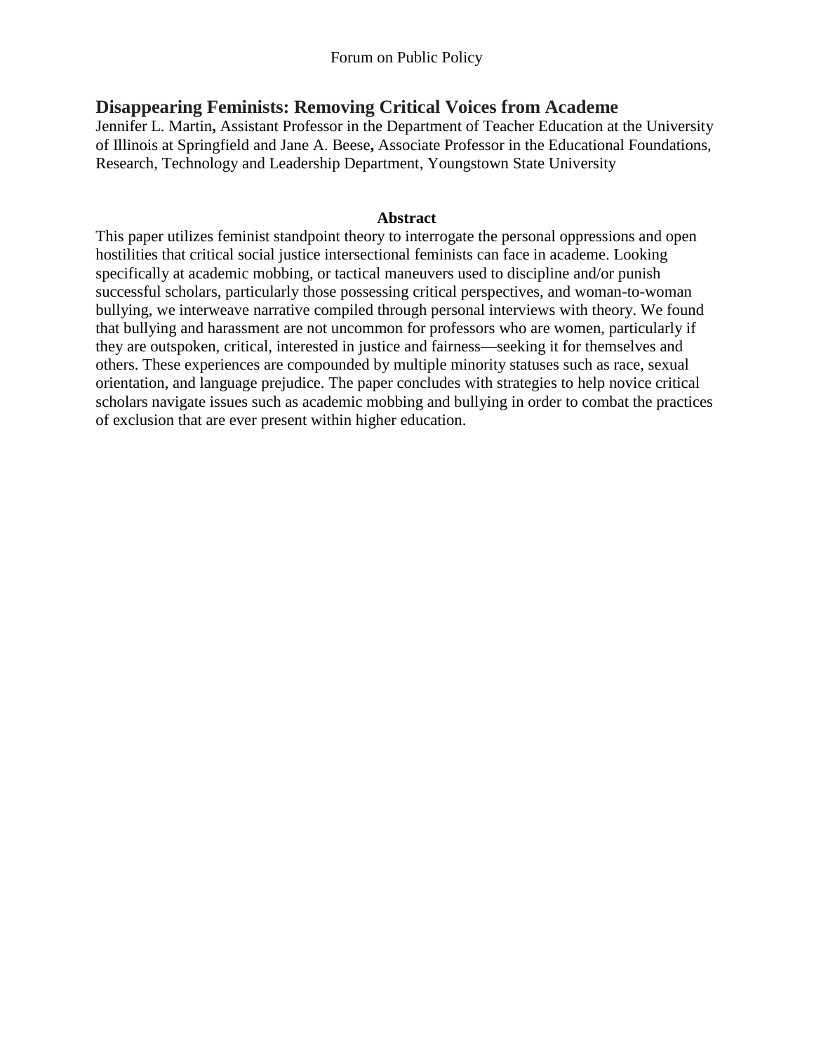# Disappearing Feminists: Removing Critical Voices from Academe

Jennifer L. Martin**,** Assistant Professor in the Department of Teacher Education at the University of Illinois at Springfield and Jane A. Beese**,** Associate Professor in the Educational Foundations, Research, Technology and Leadership Department, Youngstown State University

**Abstract**

This paper utilizes feminist standpoint theory to interrogate the personal oppressions and open hostilities that critical social justice intersectional feminists can face in academe. Looking specifically at academic mobbing, or tactical maneuvers used to discipline and/or punish successful scholars, particularly those possessing critical perspectives, and woman-to-woman bullying, we interweave narrative compiled through personal interviews with theory. We found that bullying and harassment are not uncommon for professors who are women, particularly if they are outspoken, critical, interested in justice and fairness—seeking it for themselves and others. These experiences are compounded by multiple minority statuses such as race, sexual orientation, and language prejudice. The paper concludes with strategies to help novice critical scholars navigate issues such as academic mobbing and bullying in order to combat the practices of exclusion that are ever present within higher education.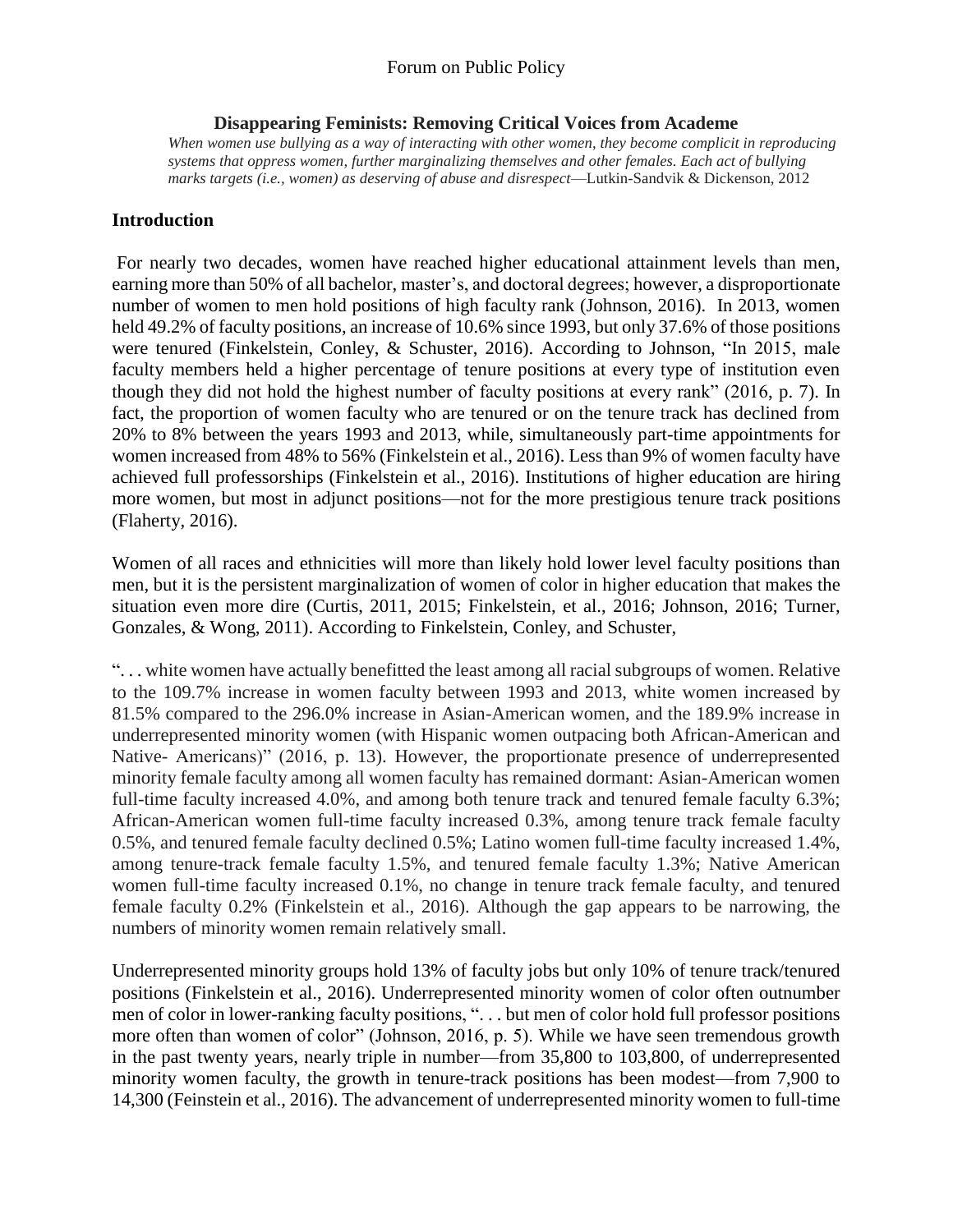## Disappearing Feminists: Removing Critical Voices from Academe

*When women use bullying as a way of interacting with other women, they become complicit in reproducing systems that oppress women, further marginalizing themselves and other females. Each act of bullying marks targets (i.e., women) as deserving of abuse and disrespect*—Lutkin-Sandvik & Dickenson, 2012

### Introduction

For nearly two decades, women have reached higher educational attainment levels than men, earning more than 50% of all bachelor, master's, and doctoral degrees; however, a disproportionate number of women to men hold positions of high faculty rank (Johnson, 2016). In 2013, women held 49.2% of faculty positions, an increase of 10.6% since 1993, but only 37.6% of those positions were tenured (Finkelstein, Conley, & Schuster, 2016). According to Johnson, "In 2015, male faculty members held a higher percentage of tenure positions at every type of institution even though they did not hold the highest number of faculty positions at every rank" (2016, p. 7). In fact, the proportion of women faculty who are tenured or on the tenure track has declined from 20% to 8% between the years 1993 and 2013, while, simultaneously part-time appointments for women increased from 48% to 56% (Finkelstein et al., 2016). Less than 9% of women faculty have achieved full professorships (Finkelstein et al., 2016). Institutions of higher education are hiring more women, but most in adjunct positions—not for the more prestigious tenure track positions (Flaherty, 2016).

Women of all races and ethnicities will more than likely hold lower level faculty positions than men, but it is the persistent marginalization of women of color in higher education that makes the situation even more dire (Curtis, 2011, 2015; Finkelstein, et al., 2016; Johnson, 2016; Turner, Gonzales, & Wong, 2011). According to Finkelstein, Conley, and Schuster,

". . . white women have actually benefitted the least among all racial subgroups of women. Relative to the 109.7% increase in women faculty between 1993 and 2013, white women increased by 81.5% compared to the 296.0% increase in Asian-American women, and the 189.9% increase in underrepresented minority women (with Hispanic women outpacing both African-American and Native- Americans)" (2016, p. 13). However, the proportionate presence of underrepresented minority female faculty among all women faculty has remained dormant: Asian-American women full-time faculty increased 4.0%, and among both tenure track and tenured female faculty 6.3%; African-American women full-time faculty increased 0.3%, among tenure track female faculty 0.5%, and tenured female faculty declined 0.5%; Latino women full-time faculty increased 1.4%, among tenure-track female faculty 1.5%, and tenured female faculty 1.3%; Native American women full-time faculty increased 0.1%, no change in tenure track female faculty, and tenured female faculty 0.2% (Finkelstein et al., 2016). Although the gap appears to be narrowing, the numbers of minority women remain relatively small.

Underrepresented minority groups hold 13% of faculty jobs but only 10% of tenure track/tenured positions (Finkelstein et al., 2016). Underrepresented minority women of color often outnumber men of color in lower-ranking faculty positions, ". . . but men of color hold full professor positions more often than women of color" (Johnson, 2016, p. 5). While we have seen tremendous growth in the past twenty years, nearly triple in number—from 35,800 to 103,800, of underrepresented minority women faculty, the growth in tenure-track positions has been modest—from 7,900 to 14,300 (Feinstein et al., 2016). The advancement of underrepresented minority women to full-time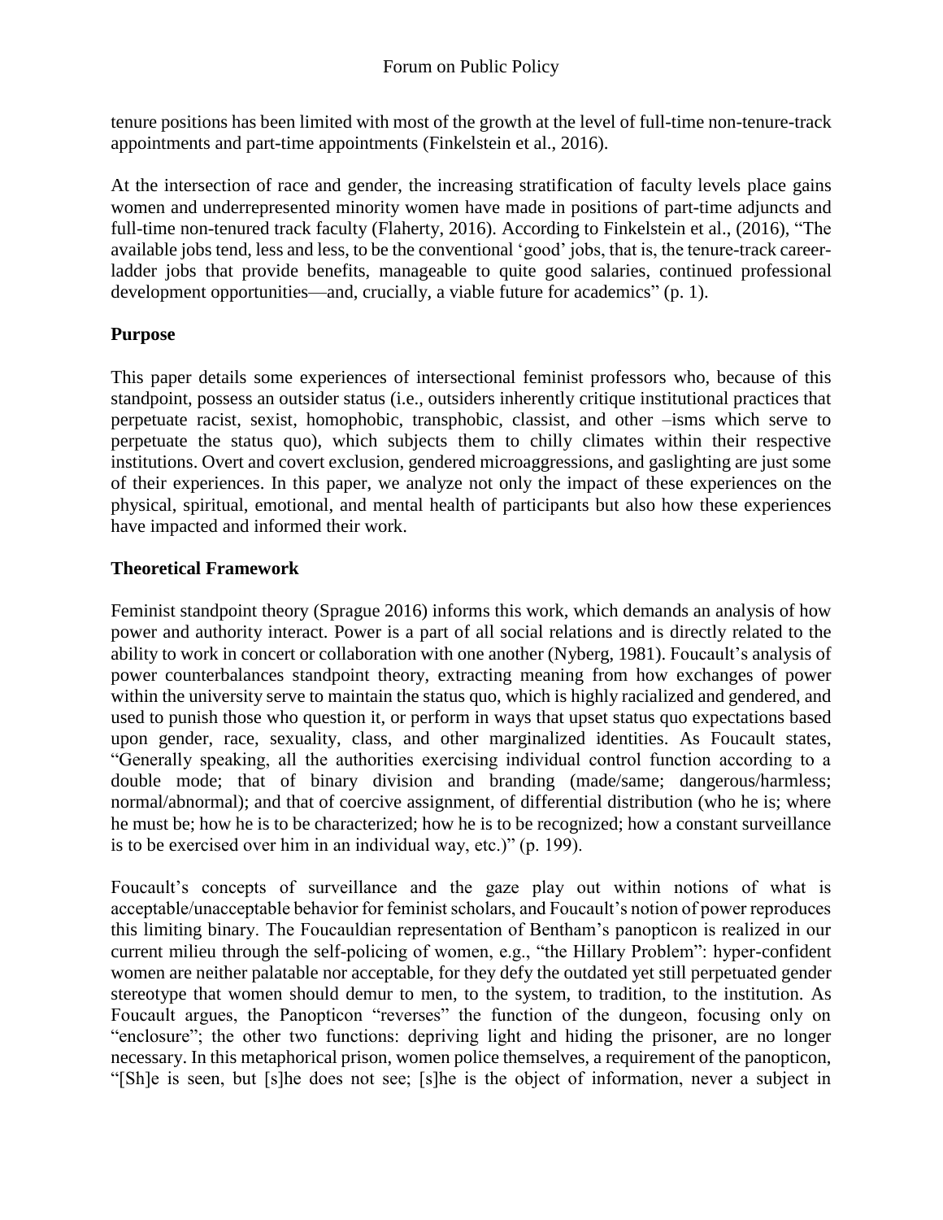tenure positions has been limited with most of the growth at the level of full-time non-tenure-track appointments and part-time appointments (Finkelstein et al., 2016).

At the intersection of race and gender, the increasing stratification of faculty levels place gains women and underrepresented minority women have made in positions of part-time adjuncts and full-time non-tenured track faculty (Flaherty, 2016). According to Finkelstein et al., (2016), "The available jobs tend, less and less, to be the conventional 'good' jobs, that is, the tenure-track career-ladder jobs that provide benefits, manageable to quite good salaries, continued professional development opportunities—and, crucially, a viable future for academics" (p. 1).

## Purpose

This paper details some experiences of intersectional feminist professors who, because of this standpoint, possess an outsider status (i.e., outsiders inherently critique institutional practices that perpetuate racist, sexist, homophobic, transphobic, classist, and other –isms which serve to perpetuate the status quo), which subjects them to chilly climates within their respective institutions. Overt and covert exclusion, gendered microaggressions, and gaslighting are just some of their experiences. In this paper, we analyze not only the impact of these experiences on the physical, spiritual, emotional, and mental health of participants but also how these experiences have impacted and informed their work.

## Theoretical Framework

Feminist standpoint theory (Sprague 2016) informs this work, which demands an analysis of how power and authority interact. Power is a part of all social relations and is directly related to the ability to work in concert or collaboration with one another (Nyberg, 1981). Foucault's analysis of power counterbalances standpoint theory, extracting meaning from how exchanges of power within the university serve to maintain the status quo, which is highly racialized and gendered, and used to punish those who question it, or perform in ways that upset status quo expectations based upon gender, race, sexuality, class, and other marginalized identities. As Foucault states, "Generally speaking, all the authorities exercising individual control function according to a double mode; that of binary division and branding (made/same; dangerous/harmless; normal/abnormal); and that of coercive assignment, of differential distribution (who he is; where he must be; how he is to be characterized; how he is to be recognized; how a constant surveillance is to be exercised over him in an individual way, etc.)" (p. 199).

Foucault's concepts of surveillance and the gaze play out within notions of what is acceptable/unacceptable behavior for feminist scholars, and Foucault's notion of power reproduces this limiting binary. The Foucauldian representation of Bentham's panopticon is realized in our current milieu through the self-policing of women, e.g., "the Hillary Problem": hyper-confident women are neither palatable nor acceptable, for they defy the outdated yet still perpetuated gender stereotype that women should demur to men, to the system, to tradition, to the institution. As Foucault argues, the Panopticon "reverses" the function of the dungeon, focusing only on "enclosure"; the other two functions: depriving light and hiding the prisoner, are no longer necessary. In this metaphorical prison, women police themselves, a requirement of the panopticon, "[Sh]e is seen, but [s]he does not see; [s]he is the object of information, never a subject in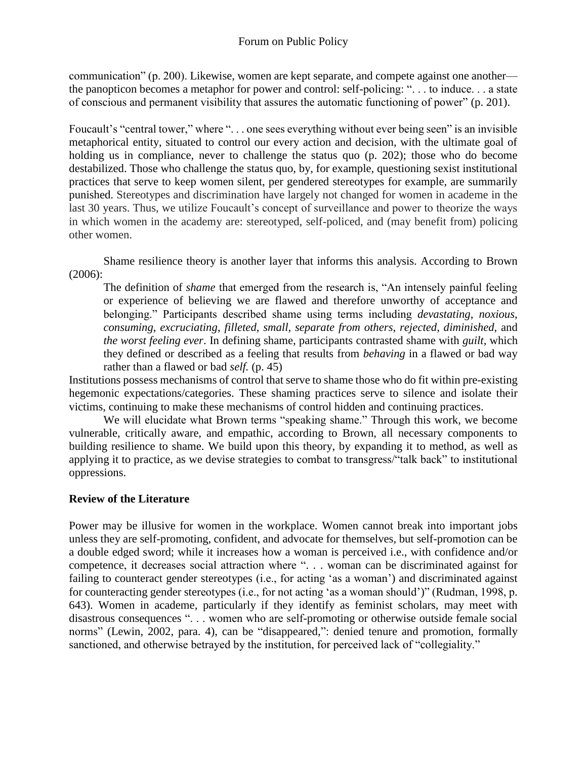communication" (p. 200). Likewise, women are kept separate, and compete against one another—the panopticon becomes a metaphor for power and control: self-policing: ". . . to induce. . . a state of conscious and permanent visibility that assures the automatic functioning of power" (p. 201).

Foucault's "central tower," where ". . . one sees everything without ever being seen" is an invisible metaphorical entity, situated to control our every action and decision, with the ultimate goal of holding us in compliance, never to challenge the status quo (p. 202); those who do become destabilized. Those who challenge the status quo, by, for example, questioning sexist institutional practices that serve to keep women silent, per gendered stereotypes for example, are summarily punished. Stereotypes and discrimination have largely not changed for women in academe in the last 30 years. Thus, we utilize Foucault's concept of surveillance and power to theorize the ways in which women in the academy are: stereotyped, self-policed, and (may benefit from) policing other women.

Shame resilience theory is another layer that informs this analysis. According to Brown (2006):

> The definition of *shame* that emerged from the research is, "An intensely painful feeling or experience of believing we are flawed and therefore unworthy of acceptance and belonging." Participants described shame using terms including *devastating*, *noxious*, *consuming*, *excruciating*, *filleted*, *small*, *separate from others*, *rejected*, *diminished*, and *the worst feeling ever*. In defining shame, participants contrasted shame with *guilt*, which they defined or described as a feeling that results from *behaving* in a flawed or bad way rather than a flawed or bad *self*. (p. 45)

Institutions possess mechanisms of control that serve to shame those who do fit within pre-existing hegemonic expectations/categories. These shaming practices serve to silence and isolate their victims, continuing to make these mechanisms of control hidden and continuing practices.

We will elucidate what Brown terms "speaking shame." Through this work, we become vulnerable, critically aware, and empathic, according to Brown, all necessary components to building resilience to shame. We build upon this theory, by expanding it to method, as well as applying it to practice, as we devise strategies to combat to transgress/"talk back" to institutional oppressions.

## Review of the Literature

Power may be illusive for women in the workplace. Women cannot break into important jobs unless they are self-promoting, confident, and advocate for themselves, but self-promotion can be a double edged sword; while it increases how a woman is perceived i.e., with confidence and/or competence, it decreases social attraction where ". . . woman can be discriminated against for failing to counteract gender stereotypes (i.e., for acting 'as a woman') and discriminated against for counteracting gender stereotypes (i.e., for not acting 'as a woman should')" (Rudman, 1998, p. 643). Women in academe, particularly if they identify as feminist scholars, may meet with disastrous consequences ". . . women who are self-promoting or otherwise outside female social norms" (Lewin, 2002, para. 4), can be "disappeared,": denied tenure and promotion, formally sanctioned, and otherwise betrayed by the institution, for perceived lack of "collegiality."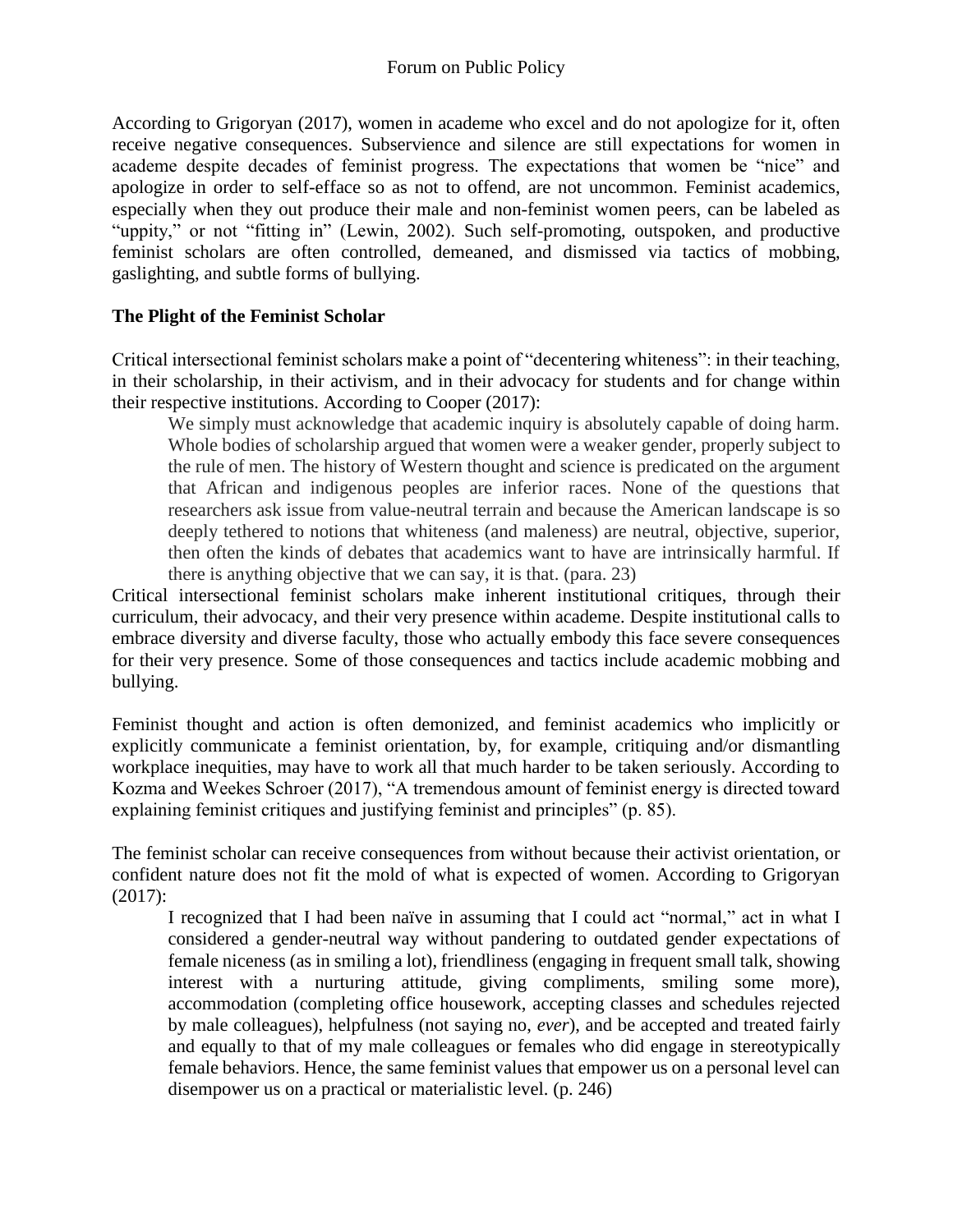According to Grigoryan (2017), women in academe who excel and do not apologize for it, often receive negative consequences. Subservience and silence are still expectations for women in academe despite decades of feminist progress. The expectations that women be "nice" and apologize in order to self-efface so as not to offend, are not uncommon. Feminist academics, especially when they out produce their male and non-feminist women peers, can be labeled as "uppity," or not "fitting in" (Lewin, 2002). Such self-promoting, outspoken, and productive feminist scholars are often controlled, demeaned, and dismissed via tactics of mobbing, gaslighting, and subtle forms of bullying.

## The Plight of the Feminist Scholar

Critical intersectional feminist scholars make a point of "decentering whiteness": in their teaching, in their scholarship, in their activism, and in their advocacy for students and for change within their respective institutions. According to Cooper (2017):

> We simply must acknowledge that academic inquiry is absolutely capable of doing harm. Whole bodies of scholarship argued that women were a weaker gender, properly subject to the rule of men. The history of Western thought and science is predicated on the argument that African and indigenous peoples are inferior races. None of the questions that researchers ask issue from value-neutral terrain and because the American landscape is so deeply tethered to notions that whiteness (and maleness) are neutral, objective, superior, then often the kinds of debates that academics want to have are intrinsically harmful. If there is anything objective that we can say, it is that. (para. 23)

Critical intersectional feminist scholars make inherent institutional critiques, through their curriculum, their advocacy, and their very presence within academe. Despite institutional calls to embrace diversity and diverse faculty, those who actually embody this face severe consequences for their very presence. Some of those consequences and tactics include academic mobbing and bullying.

Feminist thought and action is often demonized, and feminist academics who implicitly or explicitly communicate a feminist orientation, by, for example, critiquing and/or dismantling workplace inequities, may have to work all that much harder to be taken seriously. According to Kozma and Weekes Schroer (2017), "A tremendous amount of feminist energy is directed toward explaining feminist critiques and justifying feminist and principles" (p. 85).

The feminist scholar can receive consequences from without because their activist orientation, or confident nature does not fit the mold of what is expected of women. According to Grigoryan (2017):

> I recognized that I had been naïve in assuming that I could act "normal," act in what I considered a gender-neutral way without pandering to outdated gender expectations of female niceness (as in smiling a lot), friendliness (engaging in frequent small talk, showing interest with a nurturing attitude, giving compliments, smiling some more), accommodation (completing office housework, accepting classes and schedules rejected by male colleagues), helpfulness (not saying no, *ever*), and be accepted and treated fairly and equally to that of my male colleagues or females who did engage in stereotypically female behaviors. Hence, the same feminist values that empower us on a personal level can disempower us on a practical or materialistic level. (p. 246)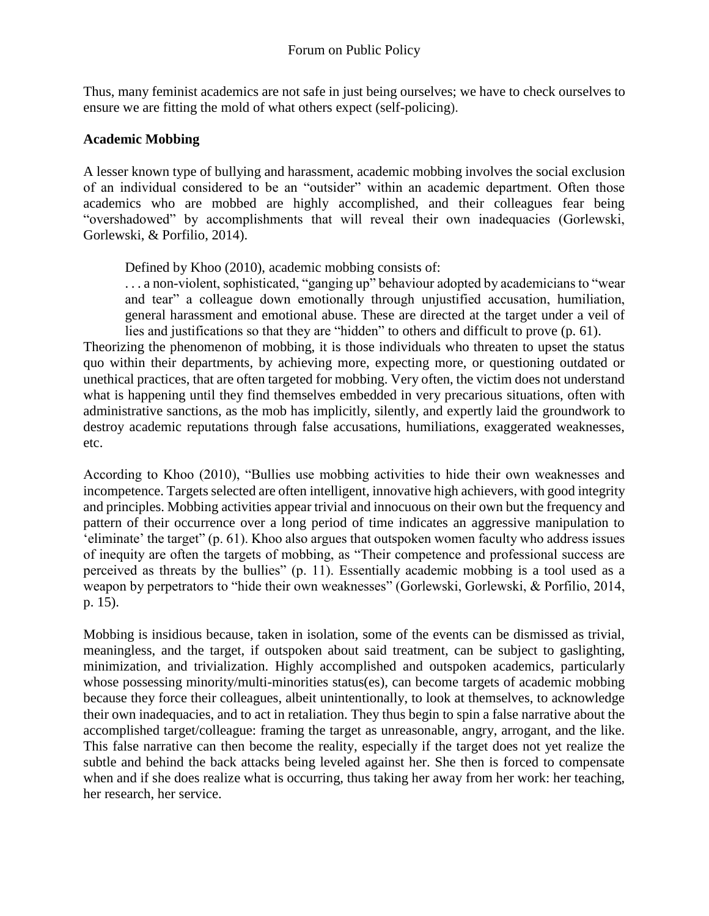Thus, many feminist academics are not safe in just being ourselves; we have to check ourselves to ensure we are fitting the mold of what others expect (self-policing).

## Academic Mobbing

A lesser known type of bullying and harassment, academic mobbing involves the social exclusion of an individual considered to be an "outsider" within an academic department. Often those academics who are mobbed are highly accomplished, and their colleagues fear being "overshadowed" by accomplishments that will reveal their own inadequacies (Gorlewski, Gorlewski, & Porfilio, 2014).

Defined by Khoo (2010), academic mobbing consists of:

> . . . a non-violent, sophisticated, "ganging up" behaviour adopted by academicians to "wear and tear" a colleague down emotionally through unjustified accusation, humiliation, general harassment and emotional abuse. These are directed at the target under a veil of lies and justifications so that they are "hidden" to others and difficult to prove (p. 61).

Theorizing the phenomenon of mobbing, it is those individuals who threaten to upset the status quo within their departments, by achieving more, expecting more, or questioning outdated or unethical practices, that are often targeted for mobbing. Very often, the victim does not understand what is happening until they find themselves embedded in very precarious situations, often with administrative sanctions, as the mob has implicitly, silently, and expertly laid the groundwork to destroy academic reputations through false accusations, humiliations, exaggerated weaknesses, etc.

According to Khoo (2010), "Bullies use mobbing activities to hide their own weaknesses and incompetence. Targets selected are often intelligent, innovative high achievers, with good integrity and principles. Mobbing activities appear trivial and innocuous on their own but the frequency and pattern of their occurrence over a long period of time indicates an aggressive manipulation to 'eliminate' the target" (p. 61). Khoo also argues that outspoken women faculty who address issues of inequity are often the targets of mobbing, as "Their competence and professional success are perceived as threats by the bullies" (p. 11). Essentially academic mobbing is a tool used as a weapon by perpetrators to "hide their own weaknesses" (Gorlewski, Gorlewski, & Porfilio, 2014, p. 15).

Mobbing is insidious because, taken in isolation, some of the events can be dismissed as trivial, meaningless, and the target, if outspoken about said treatment, can be subject to gaslighting, minimization, and trivialization. Highly accomplished and outspoken academics, particularly whose possessing minority/multi-minorities status(es), can become targets of academic mobbing because they force their colleagues, albeit unintentionally, to look at themselves, to acknowledge their own inadequacies, and to act in retaliation. They thus begin to spin a false narrative about the accomplished target/colleague: framing the target as unreasonable, angry, arrogant, and the like. This false narrative can then become the reality, especially if the target does not yet realize the subtle and behind the back attacks being leveled against her. She then is forced to compensate when and if she does realize what is occurring, thus taking her away from her work: her teaching, her research, her service.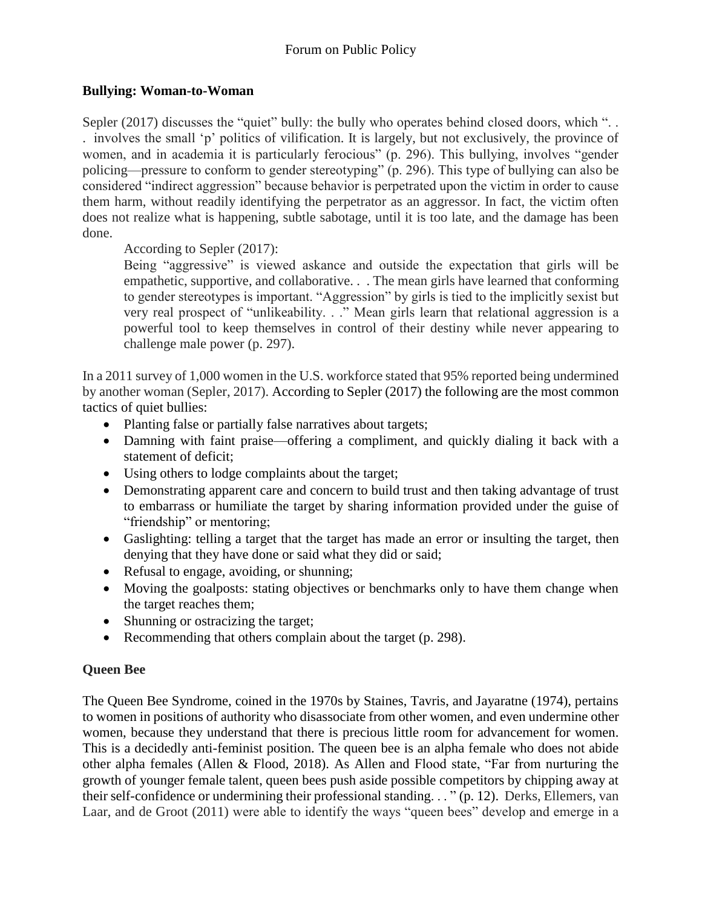**Bullying: Woman-to-Woman**

Sepler (2017) discusses the "quiet" bully: the bully who operates behind closed doors, which ". . . involves the small 'p' politics of vilification. It is largely, but not exclusively, the province of women, and in academia it is particularly ferocious" (p. 296). This bullying, involves "gender policing—pressure to conform to gender stereotyping" (p. 296). This type of bullying can also be considered "indirect aggression" because behavior is perpetrated upon the victim in order to cause them harm, without readily identifying the perpetrator as an aggressor. In fact, the victim often does not realize what is happening, subtle sabotage, until it is too late, and the damage has been done.

According to Sepler (2017):

> Being "aggressive" is viewed askance and outside the expectation that girls will be empathetic, supportive, and collaborative. . . The mean girls have learned that conforming to gender stereotypes is important. "Aggression" by girls is tied to the implicitly sexist but very real prospect of "unlikeability. . ." Mean girls learn that relational aggression is a powerful tool to keep themselves in control of their destiny while never appearing to challenge male power (p. 297).

In a 2011 survey of 1,000 women in the U.S. workforce stated that 95% reported being undermined by another woman (Sepler, 2017). According to Sepler (2017) the following are the most common tactics of quiet bullies:

- Planting false or partially false narratives about targets;
- Damning with faint praise—offering a compliment, and quickly dialing it back with a statement of deficit;
- Using others to lodge complaints about the target;
- Demonstrating apparent care and concern to build trust and then taking advantage of trust to embarrass or humiliate the target by sharing information provided under the guise of "friendship" or mentoring;
- Gaslighting: telling a target that the target has made an error or insulting the target, then denying that they have done or said what they did or said;
- Refusal to engage, avoiding, or shunning;
- Moving the goalposts: stating objectives or benchmarks only to have them change when the target reaches them;
- Shunning or ostracizing the target;
- Recommending that others complain about the target (p. 298).

**Queen Bee**

The Queen Bee Syndrome, coined in the 1970s by Staines, Tavris, and Jayaratne (1974), pertains to women in positions of authority who disassociate from other women, and even undermine other women, because they understand that there is precious little room for advancement for women. This is a decidedly anti-feminist position. The queen bee is an alpha female who does not abide other alpha females (Allen & Flood, 2018). As Allen and Flood state, "Far from nurturing the growth of younger female talent, queen bees push aside possible competitors by chipping away at their self-confidence or undermining their professional standing. . . " (p. 12). Derks, Ellemers, van Laar, and de Groot (2011) were able to identify the ways "queen bees" develop and emerge in a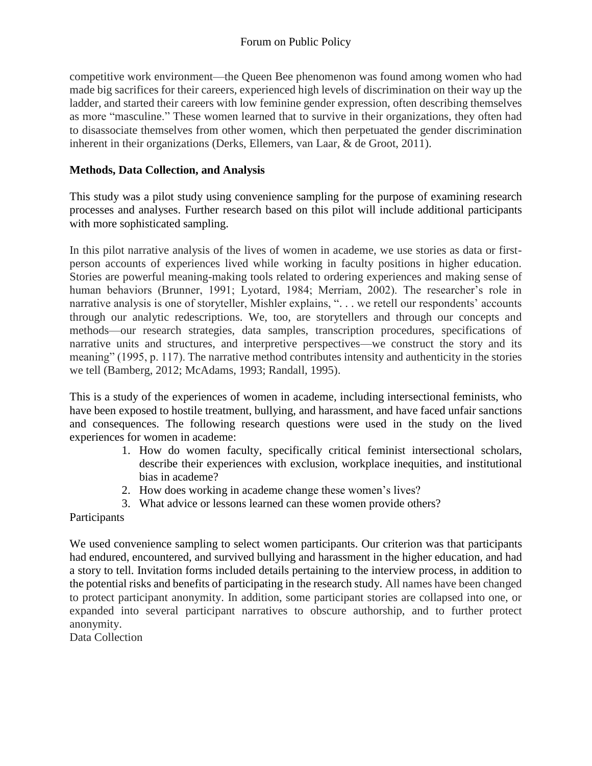competitive work environment—the Queen Bee phenomenon was found among women who had made big sacrifices for their careers, experienced high levels of discrimination on their way up the ladder, and started their careers with low feminine gender expression, often describing themselves as more "masculine." These women learned that to survive in their organizations, they often had to disassociate themselves from other women, which then perpetuated the gender discrimination inherent in their organizations (Derks, Ellemers, van Laar, & de Groot, 2011).

**Methods, Data Collection, and Analysis**

This study was a pilot study using convenience sampling for the purpose of examining research processes and analyses. Further research based on this pilot will include additional participants with more sophisticated sampling.

In this pilot narrative analysis of the lives of women in academe, we use stories as data or first-person accounts of experiences lived while working in faculty positions in higher education. Stories are powerful meaning-making tools related to ordering experiences and making sense of human behaviors (Brunner, 1991; Lyotard, 1984; Merriam, 2002). The researcher's role in narrative analysis is one of storyteller, Mishler explains, ". . . we retell our respondents' accounts through our analytic redescriptions. We, too, are storytellers and through our concepts and methods—our research strategies, data samples, transcription procedures, specifications of narrative units and structures, and interpretive perspectives—we construct the story and its meaning" (1995, p. 117). The narrative method contributes intensity and authenticity in the stories we tell (Bamberg, 2012; McAdams, 1993; Randall, 1995).

This is a study of the experiences of women in academe, including intersectional feminists, who have been exposed to hostile treatment, bullying, and harassment, and have faced unfair sanctions and consequences. The following research questions were used in the study on the lived experiences for women in academe:

1. How do women faculty, specifically critical feminist intersectional scholars, describe their experiences with exclusion, workplace inequities, and institutional bias in academe?
2. How does working in academe change these women's lives?
3. What advice or lessons learned can these women provide others?

Participants

We used convenience sampling to select women participants. Our criterion was that participants had endured, encountered, and survived bullying and harassment in the higher education, and had a story to tell. Invitation forms included details pertaining to the interview process, in addition to the potential risks and benefits of participating in the research study. All names have been changed to protect participant anonymity. In addition, some participant stories are collapsed into one, or expanded into several participant narratives to obscure authorship, and to further protect anonymity.

Data Collection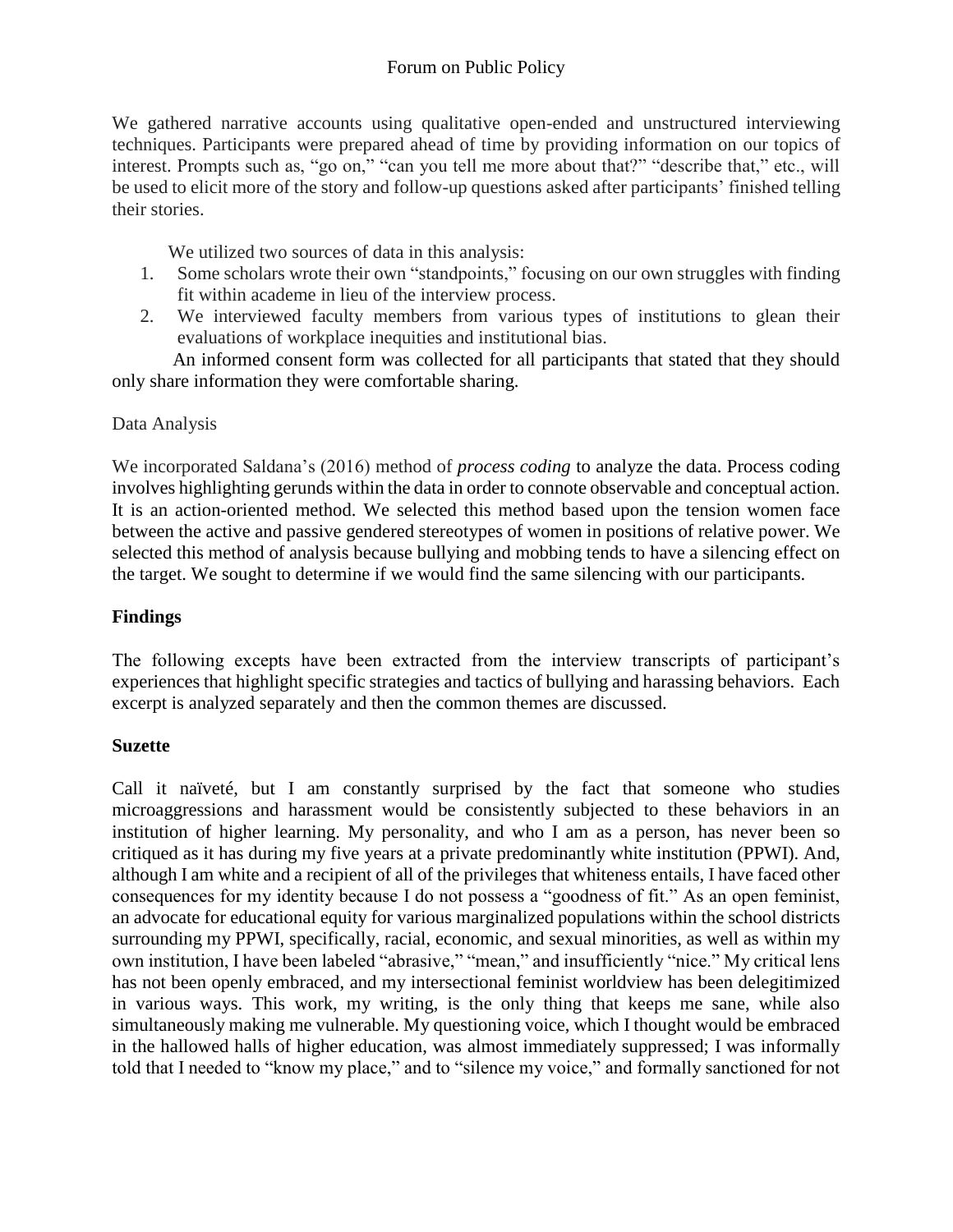We gathered narrative accounts using qualitative open-ended and unstructured interviewing techniques. Participants were prepared ahead of time by providing information on our topics of interest. Prompts such as, "go on," "can you tell me more about that?" "describe that," etc., will be used to elicit more of the story and follow-up questions asked after participants' finished telling their stories.

We utilized two sources of data in this analysis:

1. Some scholars wrote their own "standpoints," focusing on our own struggles with finding fit within academe in lieu of the interview process.
2. We interviewed faculty members from various types of institutions to glean their evaluations of workplace inequities and institutional bias.

An informed consent form was collected for all participants that stated that they should only share information they were comfortable sharing.

Data Analysis

We incorporated Saldana's (2016) method of *process coding* to analyze the data. Process coding involves highlighting gerunds within the data in order to connote observable and conceptual action. It is an action-oriented method. We selected this method based upon the tension women face between the active and passive gendered stereotypes of women in positions of relative power. We selected this method of analysis because bullying and mobbing tends to have a silencing effect on the target. We sought to determine if we would find the same silencing with our participants.

## Findings

The following excepts have been extracted from the interview transcripts of participant's experiences that highlight specific strategies and tactics of bullying and harassing behaviors. Each excerpt is analyzed separately and then the common themes are discussed.

### Suzette

Call it naïveté, but I am constantly surprised by the fact that someone who studies microaggressions and harassment would be consistently subjected to these behaviors in an institution of higher learning. My personality, and who I am as a person, has never been so critiqued as it has during my five years at a private predominantly white institution (PPWI). And, although I am white and a recipient of all of the privileges that whiteness entails, I have faced other consequences for my identity because I do not possess a "goodness of fit." As an open feminist, an advocate for educational equity for various marginalized populations within the school districts surrounding my PPWI, specifically, racial, economic, and sexual minorities, as well as within my own institution, I have been labeled "abrasive," "mean," and insufficiently "nice." My critical lens has not been openly embraced, and my intersectional feminist worldview has been delegitimized in various ways. This work, my writing, is the only thing that keeps me sane, while also simultaneously making me vulnerable. My questioning voice, which I thought would be embraced in the hallowed halls of higher education, was almost immediately suppressed; I was informally told that I needed to "know my place," and to "silence my voice," and formally sanctioned for not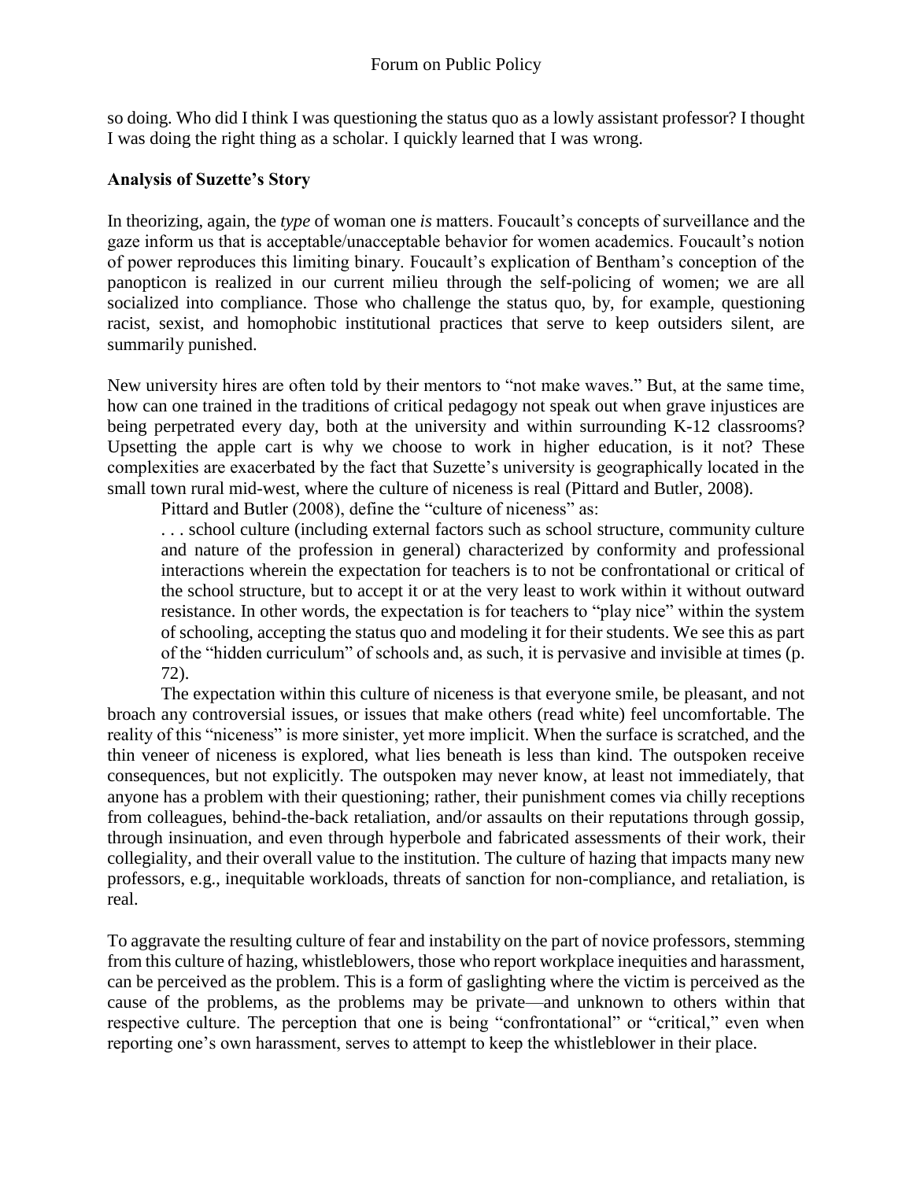so doing. Who did I think I was questioning the status quo as a lowly assistant professor? I thought I was doing the right thing as a scholar. I quickly learned that I was wrong.

### Analysis of Suzette's Story

In theorizing, again, the *type* of woman one *is* matters. Foucault's concepts of surveillance and the gaze inform us that is acceptable/unacceptable behavior for women academics. Foucault's notion of power reproduces this limiting binary. Foucault's explication of Bentham's conception of the panopticon is realized in our current milieu through the self-policing of women; we are all socialized into compliance. Those who challenge the status quo, by, for example, questioning racist, sexist, and homophobic institutional practices that serve to keep outsiders silent, are summarily punished.

New university hires are often told by their mentors to "not make waves." But, at the same time, how can one trained in the traditions of critical pedagogy not speak out when grave injustices are being perpetrated every day, both at the university and within surrounding K-12 classrooms? Upsetting the apple cart is why we choose to work in higher education, is it not? These complexities are exacerbated by the fact that Suzette's university is geographically located in the small town rural mid-west, where the culture of niceness is real (Pittard and Butler, 2008).

Pittard and Butler (2008), define the "culture of niceness" as:

> . . . school culture (including external factors such as school structure, community culture and nature of the profession in general) characterized by conformity and professional interactions wherein the expectation for teachers is to not be confrontational or critical of the school structure, but to accept it or at the very least to work within it without outward resistance. In other words, the expectation is for teachers to "play nice" within the system of schooling, accepting the status quo and modeling it for their students. We see this as part of the "hidden curriculum" of schools and, as such, it is pervasive and invisible at times (p. 72).

The expectation within this culture of niceness is that everyone smile, be pleasant, and not broach any controversial issues, or issues that make others (read white) feel uncomfortable. The reality of this "niceness" is more sinister, yet more implicit. When the surface is scratched, and the thin veneer of niceness is explored, what lies beneath is less than kind. The outspoken receive consequences, but not explicitly. The outspoken may never know, at least not immediately, that anyone has a problem with their questioning; rather, their punishment comes via chilly receptions from colleagues, behind-the-back retaliation, and/or assaults on their reputations through gossip, through insinuation, and even through hyperbole and fabricated assessments of their work, their collegiality, and their overall value to the institution. The culture of hazing that impacts many new professors, e.g., inequitable workloads, threats of sanction for non-compliance, and retaliation, is real.

To aggravate the resulting culture of fear and instability on the part of novice professors, stemming from this culture of hazing, whistleblowers, those who report workplace inequities and harassment, can be perceived as the problem. This is a form of gaslighting where the victim is perceived as the cause of the problems, as the problems may be private—and unknown to others within that respective culture. The perception that one is being "confrontational" or "critical," even when reporting one's own harassment, serves to attempt to keep the whistleblower in their place.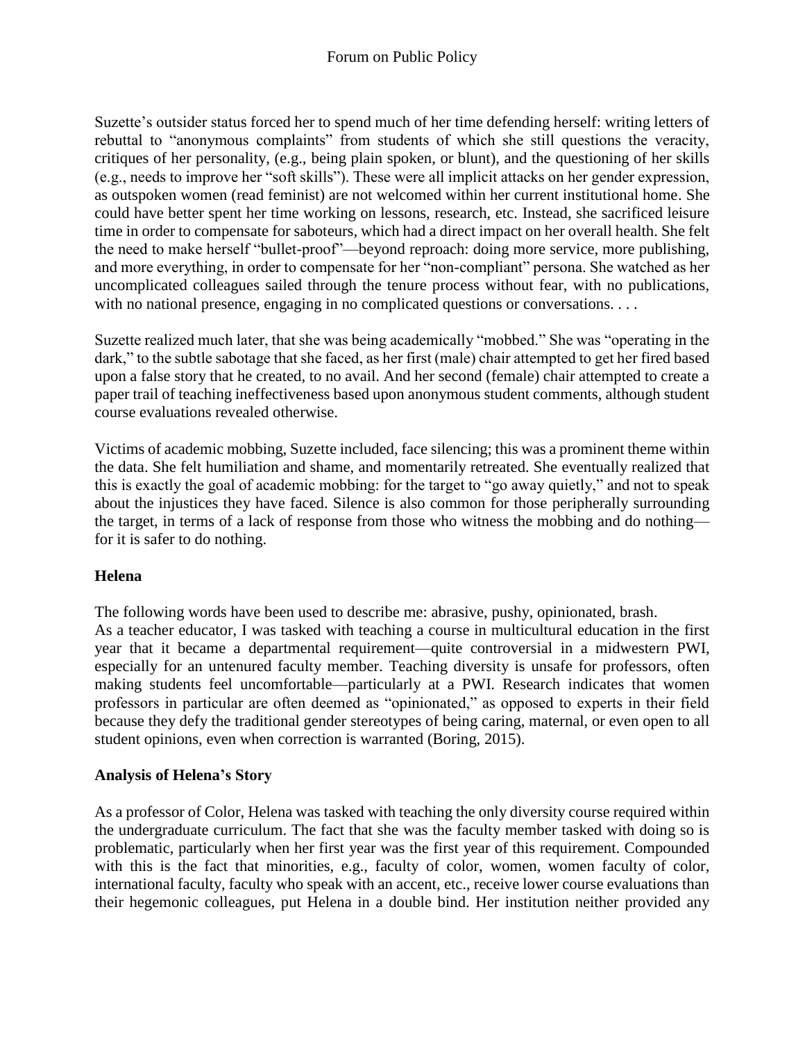Suzette's outsider status forced her to spend much of her time defending herself: writing letters of rebuttal to "anonymous complaints" from students of which she still questions the veracity, critiques of her personality, (e.g., being plain spoken, or blunt), and the questioning of her skills (e.g., needs to improve her "soft skills"). These were all implicit attacks on her gender expression, as outspoken women (read feminist) are not welcomed within her current institutional home. She could have better spent her time working on lessons, research, etc. Instead, she sacrificed leisure time in order to compensate for saboteurs, which had a direct impact on her overall health. She felt the need to make herself "bullet-proof"—beyond reproach: doing more service, more publishing, and more everything, in order to compensate for her "non-compliant" persona. She watched as her uncomplicated colleagues sailed through the tenure process without fear, with no publications, with no national presence, engaging in no complicated questions or conversations. . . .

Suzette realized much later, that she was being academically "mobbed." She was "operating in the dark," to the subtle sabotage that she faced, as her first (male) chair attempted to get her fired based upon a false story that he created, to no avail. And her second (female) chair attempted to create a paper trail of teaching ineffectiveness based upon anonymous student comments, although student course evaluations revealed otherwise.

Victims of academic mobbing, Suzette included, face silencing; this was a prominent theme within the data. She felt humiliation and shame, and momentarily retreated. She eventually realized that this is exactly the goal of academic mobbing: for the target to "go away quietly," and not to speak about the injustices they have faced. Silence is also common for those peripherally surrounding the target, in terms of a lack of response from those who witness the mobbing and do nothing—for it is safer to do nothing.

**Helena**

The following words have been used to describe me: abrasive, pushy, opinionated, brash.
As a teacher educator, I was tasked with teaching a course in multicultural education in the first year that it became a departmental requirement—quite controversial in a midwestern PWI, especially for an untenured faculty member. Teaching diversity is unsafe for professors, often making students feel uncomfortable—particularly at a PWI. Research indicates that women professors in particular are often deemed as "opinionated," as opposed to experts in their field because they defy the traditional gender stereotypes of being caring, maternal, or even open to all student opinions, even when correction is warranted (Boring, 2015).

**Analysis of Helena's Story**

As a professor of Color, Helena was tasked with teaching the only diversity course required within the undergraduate curriculum. The fact that she was the faculty member tasked with doing so is problematic, particularly when her first year was the first year of this requirement. Compounded with this is the fact that minorities, e.g., faculty of color, women, women faculty of color, international faculty, faculty who speak with an accent, etc., receive lower course evaluations than their hegemonic colleagues, put Helena in a double bind. Her institution neither provided any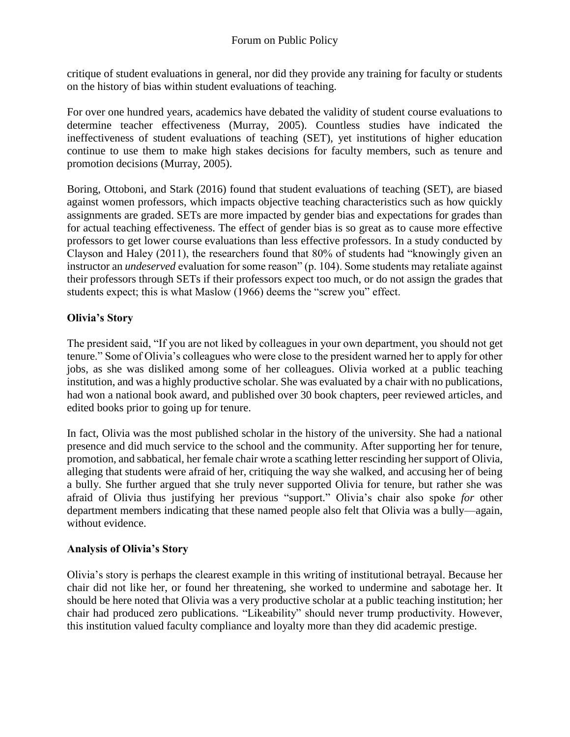critique of student evaluations in general, nor did they provide any training for faculty or students on the history of bias within student evaluations of teaching.

For over one hundred years, academics have debated the validity of student course evaluations to determine teacher effectiveness (Murray, 2005). Countless studies have indicated the ineffectiveness of student evaluations of teaching (SET), yet institutions of higher education continue to use them to make high stakes decisions for faculty members, such as tenure and promotion decisions (Murray, 2005).

Boring, Ottoboni, and Stark (2016) found that student evaluations of teaching (SET), are biased against women professors, which impacts objective teaching characteristics such as how quickly assignments are graded. SETs are more impacted by gender bias and expectations for grades than for actual teaching effectiveness. The effect of gender bias is so great as to cause more effective professors to get lower course evaluations than less effective professors. In a study conducted by Clayson and Haley (2011), the researchers found that 80% of students had "knowingly given an instructor an *undeserved* evaluation for some reason" (p. 104). Some students may retaliate against their professors through SETs if their professors expect too much, or do not assign the grades that students expect; this is what Maslow (1966) deems the "screw you" effect.

**Olivia's Story**

The president said, "If you are not liked by colleagues in your own department, you should not get tenure." Some of Olivia's colleagues who were close to the president warned her to apply for other jobs, as she was disliked among some of her colleagues. Olivia worked at a public teaching institution, and was a highly productive scholar. She was evaluated by a chair with no publications, had won a national book award, and published over 30 book chapters, peer reviewed articles, and edited books prior to going up for tenure.

In fact, Olivia was the most published scholar in the history of the university. She had a national presence and did much service to the school and the community. After supporting her for tenure, promotion, and sabbatical, her female chair wrote a scathing letter rescinding her support of Olivia, alleging that students were afraid of her, critiquing the way she walked, and accusing her of being a bully. She further argued that she truly never supported Olivia for tenure, but rather she was afraid of Olivia thus justifying her previous "support." Olivia's chair also spoke *for* other department members indicating that these named people also felt that Olivia was a bully—again, without evidence.

**Analysis of Olivia's Story**

Olivia's story is perhaps the clearest example in this writing of institutional betrayal. Because her chair did not like her, or found her threatening, she worked to undermine and sabotage her. It should be here noted that Olivia was a very productive scholar at a public teaching institution; her chair had produced zero publications. "Likeability" should never trump productivity. However, this institution valued faculty compliance and loyalty more than they did academic prestige.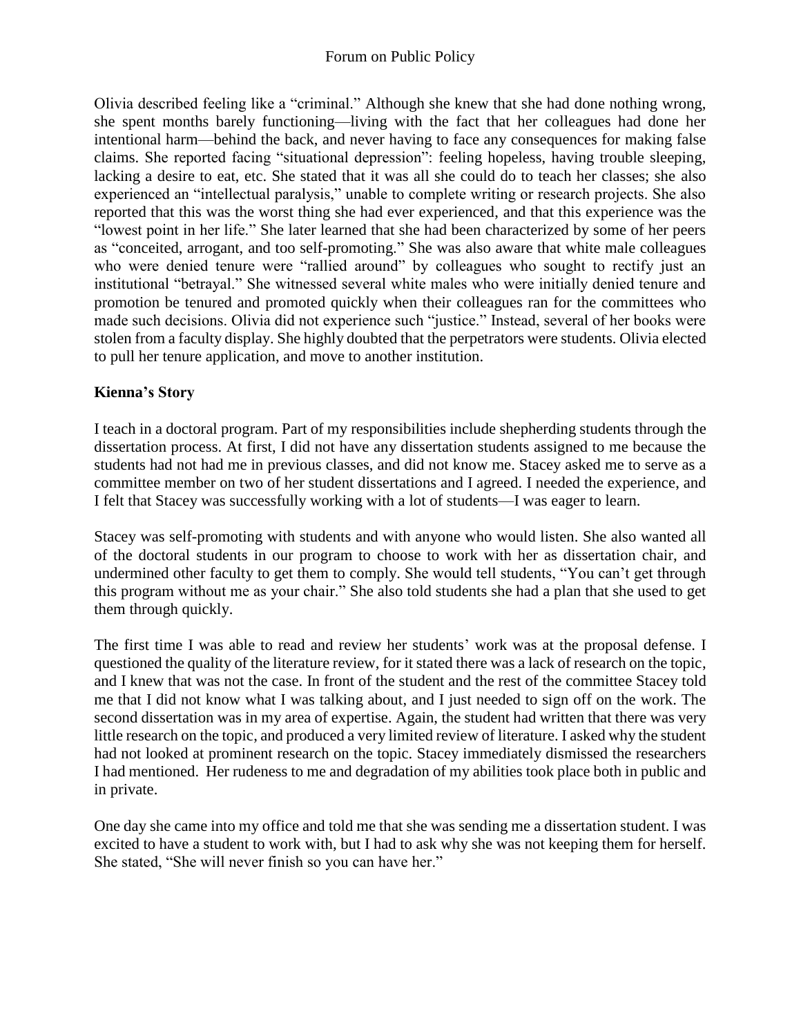Olivia described feeling like a "criminal." Although she knew that she had done nothing wrong, she spent months barely functioning—living with the fact that her colleagues had done her intentional harm—behind the back, and never having to face any consequences for making false claims. She reported facing "situational depression": feeling hopeless, having trouble sleeping, lacking a desire to eat, etc. She stated that it was all she could do to teach her classes; she also experienced an "intellectual paralysis," unable to complete writing or research projects. She also reported that this was the worst thing she had ever experienced, and that this experience was the "lowest point in her life." She later learned that she had been characterized by some of her peers as "conceited, arrogant, and too self-promoting." She was also aware that white male colleagues who were denied tenure were "rallied around" by colleagues who sought to rectify just an institutional "betrayal." She witnessed several white males who were initially denied tenure and promotion be tenured and promoted quickly when their colleagues ran for the committees who made such decisions. Olivia did not experience such "justice." Instead, several of her books were stolen from a faculty display. She highly doubted that the perpetrators were students. Olivia elected to pull her tenure application, and move to another institution.

**Kienna's Story**

I teach in a doctoral program. Part of my responsibilities include shepherding students through the dissertation process. At first, I did not have any dissertation students assigned to me because the students had not had me in previous classes, and did not know me. Stacey asked me to serve as a committee member on two of her student dissertations and I agreed. I needed the experience, and I felt that Stacey was successfully working with a lot of students—I was eager to learn.

Stacey was self-promoting with students and with anyone who would listen. She also wanted all of the doctoral students in our program to choose to work with her as dissertation chair, and undermined other faculty to get them to comply. She would tell students, "You can't get through this program without me as your chair." She also told students she had a plan that she used to get them through quickly.

The first time I was able to read and review her students' work was at the proposal defense. I questioned the quality of the literature review, for it stated there was a lack of research on the topic, and I knew that was not the case. In front of the student and the rest of the committee Stacey told me that I did not know what I was talking about, and I just needed to sign off on the work. The second dissertation was in my area of expertise. Again, the student had written that there was very little research on the topic, and produced a very limited review of literature. I asked why the student had not looked at prominent research on the topic. Stacey immediately dismissed the researchers I had mentioned. Her rudeness to me and degradation of my abilities took place both in public and in private.

One day she came into my office and told me that she was sending me a dissertation student. I was excited to have a student to work with, but I had to ask why she was not keeping them for herself. She stated, "She will never finish so you can have her."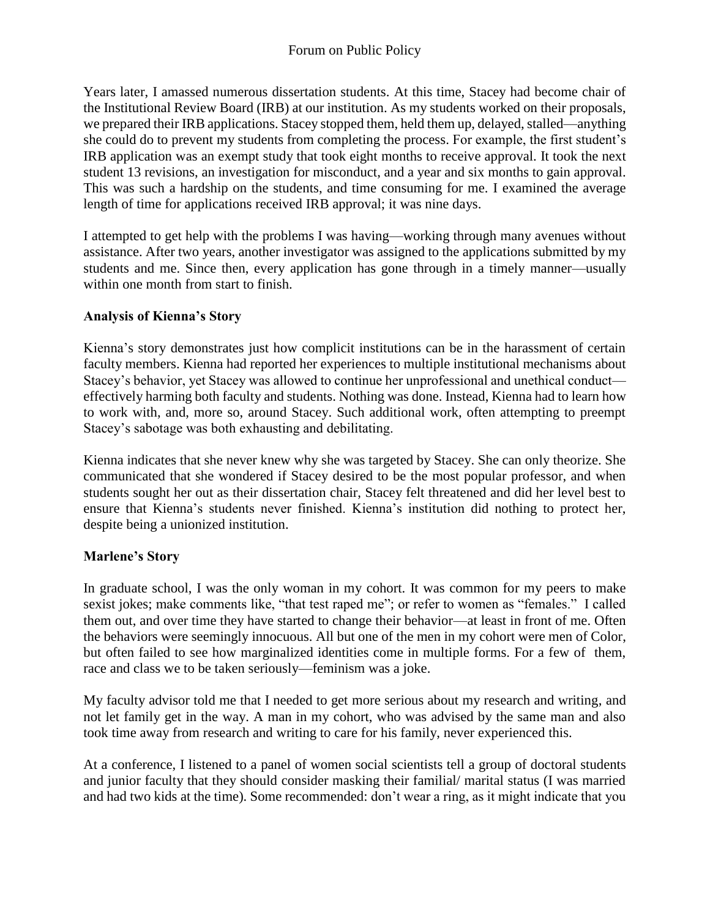Years later, I amassed numerous dissertation students. At this time, Stacey had become chair of the Institutional Review Board (IRB) at our institution. As my students worked on their proposals, we prepared their IRB applications. Stacey stopped them, held them up, delayed, stalled—anything she could do to prevent my students from completing the process. For example, the first student's IRB application was an exempt study that took eight months to receive approval. It took the next student 13 revisions, an investigation for misconduct, and a year and six months to gain approval. This was such a hardship on the students, and time consuming for me. I examined the average length of time for applications received IRB approval; it was nine days.

I attempted to get help with the problems I was having—working through many avenues without assistance. After two years, another investigator was assigned to the applications submitted by my students and me. Since then, every application has gone through in a timely manner—usually within one month from start to finish.

**Analysis of Kienna's Story**

Kienna's story demonstrates just how complicit institutions can be in the harassment of certain faculty members. Kienna had reported her experiences to multiple institutional mechanisms about Stacey's behavior, yet Stacey was allowed to continue her unprofessional and unethical conduct—effectively harming both faculty and students. Nothing was done. Instead, Kienna had to learn how to work with, and, more so, around Stacey. Such additional work, often attempting to preempt Stacey's sabotage was both exhausting and debilitating.

Kienna indicates that she never knew why she was targeted by Stacey. She can only theorize. She communicated that she wondered if Stacey desired to be the most popular professor, and when students sought her out as their dissertation chair, Stacey felt threatened and did her level best to ensure that Kienna's students never finished. Kienna's institution did nothing to protect her, despite being a unionized institution.

**Marlene's Story**

In graduate school, I was the only woman in my cohort. It was common for my peers to make sexist jokes; make comments like, "that test raped me"; or refer to women as "females." I called them out, and over time they have started to change their behavior—at least in front of me. Often the behaviors were seemingly innocuous. All but one of the men in my cohort were men of Color, but often failed to see how marginalized identities come in multiple forms. For a few of them, race and class we to be taken seriously—feminism was a joke.

My faculty advisor told me that I needed to get more serious about my research and writing, and not let family get in the way. A man in my cohort, who was advised by the same man and also took time away from research and writing to care for his family, never experienced this.

At a conference, I listened to a panel of women social scientists tell a group of doctoral students and junior faculty that they should consider masking their familial/ marital status (I was married and had two kids at the time). Some recommended: don't wear a ring, as it might indicate that you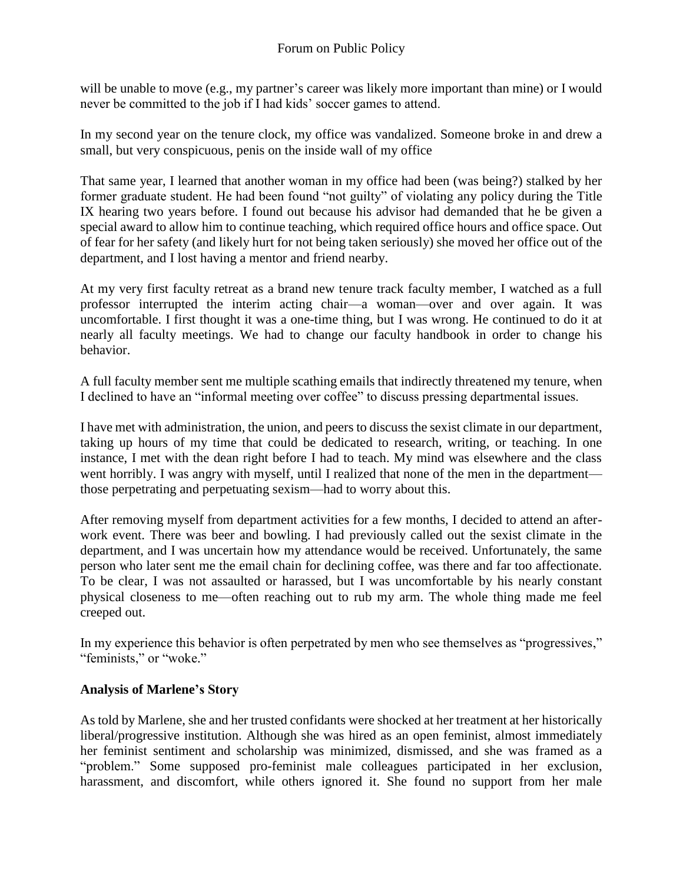will be unable to move (e.g., my partner's career was likely more important than mine) or I would never be committed to the job if I had kids' soccer games to attend.

In my second year on the tenure clock, my office was vandalized. Someone broke in and drew a small, but very conspicuous, penis on the inside wall of my office

That same year, I learned that another woman in my office had been (was being?) stalked by her former graduate student. He had been found "not guilty" of violating any policy during the Title IX hearing two years before. I found out because his advisor had demanded that he be given a special award to allow him to continue teaching, which required office hours and office space. Out of fear for her safety (and likely hurt for not being taken seriously) she moved her office out of the department, and I lost having a mentor and friend nearby.

At my very first faculty retreat as a brand new tenure track faculty member, I watched as a full professor interrupted the interim acting chair—a woman—over and over again. It was uncomfortable. I first thought it was a one-time thing, but I was wrong. He continued to do it at nearly all faculty meetings. We had to change our faculty handbook in order to change his behavior.

A full faculty member sent me multiple scathing emails that indirectly threatened my tenure, when I declined to have an "informal meeting over coffee" to discuss pressing departmental issues.

I have met with administration, the union, and peers to discuss the sexist climate in our department, taking up hours of my time that could be dedicated to research, writing, or teaching. In one instance, I met with the dean right before I had to teach. My mind was elsewhere and the class went horribly. I was angry with myself, until I realized that none of the men in the department—those perpetrating and perpetuating sexism—had to worry about this.

After removing myself from department activities for a few months, I decided to attend an after-work event. There was beer and bowling. I had previously called out the sexist climate in the department, and I was uncertain how my attendance would be received. Unfortunately, the same person who later sent me the email chain for declining coffee, was there and far too affectionate. To be clear, I was not assaulted or harassed, but I was uncomfortable by his nearly constant physical closeness to me—often reaching out to rub my arm. The whole thing made me feel creeped out.

In my experience this behavior is often perpetrated by men who see themselves as "progressives," "feminists," or "woke."

**Analysis of Marlene's Story**

As told by Marlene, she and her trusted confidants were shocked at her treatment at her historically liberal/progressive institution. Although she was hired as an open feminist, almost immediately her feminist sentiment and scholarship was minimized, dismissed, and she was framed as a "problem." Some supposed pro-feminist male colleagues participated in her exclusion, harassment, and discomfort, while others ignored it. She found no support from her male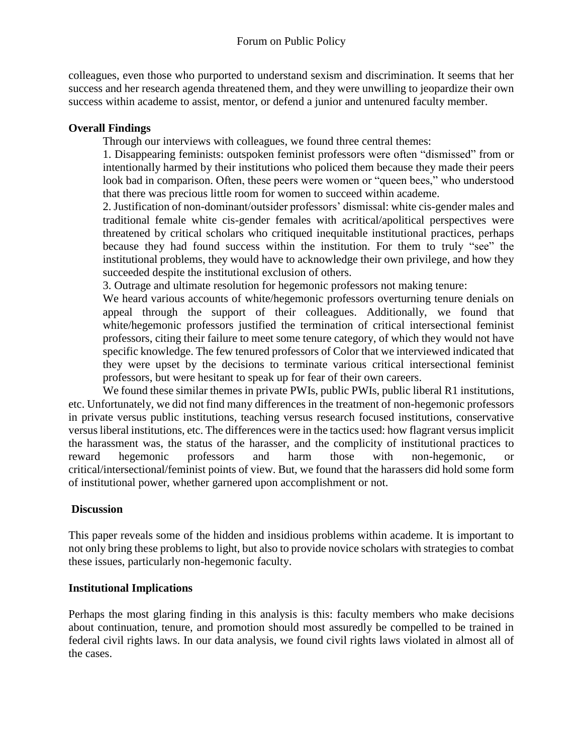colleagues, even those who purported to understand sexism and discrimination. It seems that her success and her research agenda threatened them, and they were unwilling to jeopardize their own success within academe to assist, mentor, or defend a junior and untenured faculty member.

**Overall Findings**

Through our interviews with colleagues, we found three central themes:

1. Disappearing feminists: outspoken feminist professors were often "dismissed" from or intentionally harmed by their institutions who policed them because they made their peers look bad in comparison. Often, these peers were women or "queen bees," who understood that there was precious little room for women to succeed within academe.
2. Justification of non-dominant/outsider professors' dismissal: white cis-gender males and traditional female white cis-gender females with acritical/apolitical perspectives were threatened by critical scholars who critiqued inequitable institutional practices, perhaps because they had found success within the institution. For them to truly "see" the institutional problems, they would have to acknowledge their own privilege, and how they succeeded despite the institutional exclusion of others.
3. Outrage and ultimate resolution for hegemonic professors not making tenure: We heard various accounts of white/hegemonic professors overturning tenure denials on appeal through the support of their colleagues. Additionally, we found that white/hegemonic professors justified the termination of critical intersectional feminist professors, citing their failure to meet some tenure category, of which they would not have specific knowledge. The few tenured professors of Color that we interviewed indicated that they were upset by the decisions to terminate various critical intersectional feminist professors, but were hesitant to speak up for fear of their own careers.

We found these similar themes in private PWIs, public PWIs, public liberal R1 institutions, etc. Unfortunately, we did not find many differences in the treatment of non-hegemonic professors in private versus public institutions, teaching versus research focused institutions, conservative versus liberal institutions, etc. The differences were in the tactics used: how flagrant versus implicit the harassment was, the status of the harasser, and the complicity of institutional practices to reward hegemonic professors and harm those with non-hegemonic, or critical/intersectional/feminist points of view. But, we found that the harassers did hold some form of institutional power, whether garnered upon accomplishment or not.

**Discussion**

This paper reveals some of the hidden and insidious problems within academe. It is important to not only bring these problems to light, but also to provide novice scholars with strategies to combat these issues, particularly non-hegemonic faculty.

**Institutional Implications**

Perhaps the most glaring finding in this analysis is this: faculty members who make decisions about continuation, tenure, and promotion should most assuredly be compelled to be trained in federal civil rights laws. In our data analysis, we found civil rights laws violated in almost all of the cases.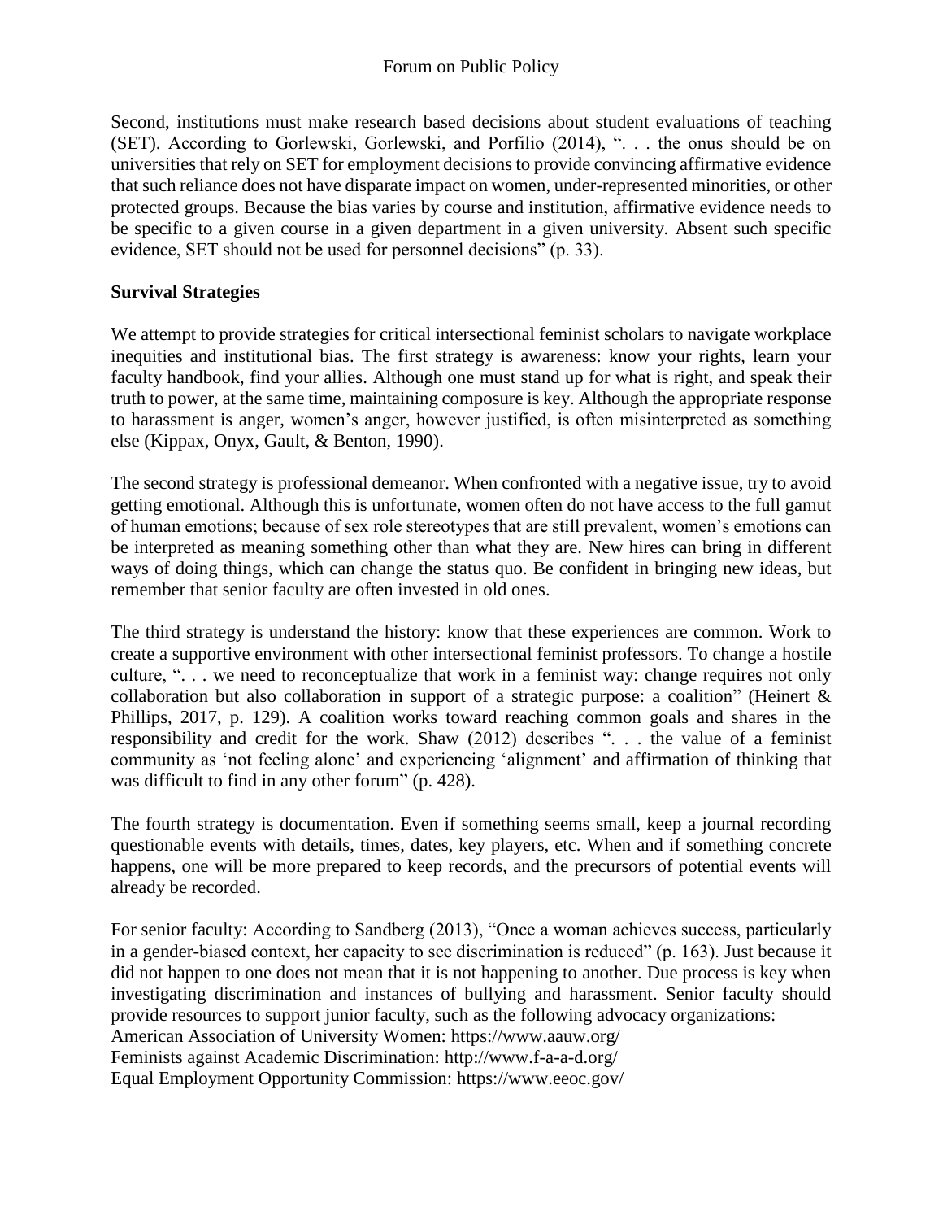Second, institutions must make research based decisions about student evaluations of teaching (SET). According to Gorlewski, Gorlewski, and Porfilio (2014), ". . . the onus should be on universities that rely on SET for employment decisions to provide convincing affirmative evidence that such reliance does not have disparate impact on women, under-represented minorities, or other protected groups. Because the bias varies by course and institution, affirmative evidence needs to be specific to a given course in a given department in a given university. Absent such specific evidence, SET should not be used for personnel decisions" (p. 33).

**Survival Strategies**

We attempt to provide strategies for critical intersectional feminist scholars to navigate workplace inequities and institutional bias. The first strategy is awareness: know your rights, learn your faculty handbook, find your allies. Although one must stand up for what is right, and speak their truth to power, at the same time, maintaining composure is key. Although the appropriate response to harassment is anger, women's anger, however justified, is often misinterpreted as something else (Kippax, Onyx, Gault, & Benton, 1990).

The second strategy is professional demeanor. When confronted with a negative issue, try to avoid getting emotional. Although this is unfortunate, women often do not have access to the full gamut of human emotions; because of sex role stereotypes that are still prevalent, women's emotions can be interpreted as meaning something other than what they are. New hires can bring in different ways of doing things, which can change the status quo. Be confident in bringing new ideas, but remember that senior faculty are often invested in old ones.

The third strategy is understand the history: know that these experiences are common. Work to create a supportive environment with other intersectional feminist professors. To change a hostile culture, ". . . we need to reconceptualize that work in a feminist way: change requires not only collaboration but also collaboration in support of a strategic purpose: a coalition" (Heinert & Phillips, 2017, p. 129). A coalition works toward reaching common goals and shares in the responsibility and credit for the work. Shaw (2012) describes ". . . the value of a feminist community as 'not feeling alone' and experiencing 'alignment' and affirmation of thinking that was difficult to find in any other forum" (p. 428).

The fourth strategy is documentation. Even if something seems small, keep a journal recording questionable events with details, times, dates, key players, etc. When and if something concrete happens, one will be more prepared to keep records, and the precursors of potential events will already be recorded.

For senior faculty: According to Sandberg (2013), "Once a woman achieves success, particularly in a gender-biased context, her capacity to see discrimination is reduced" (p. 163). Just because it did not happen to one does not mean that it is not happening to another. Due process is key when investigating discrimination and instances of bullying and harassment. Senior faculty should provide resources to support junior faculty, such as the following advocacy organizations:
American Association of University Women: https://www.aauw.org/
Feminists against Academic Discrimination: http://www.f-a-a-d.org/
Equal Employment Opportunity Commission: https://www.eeoc.gov/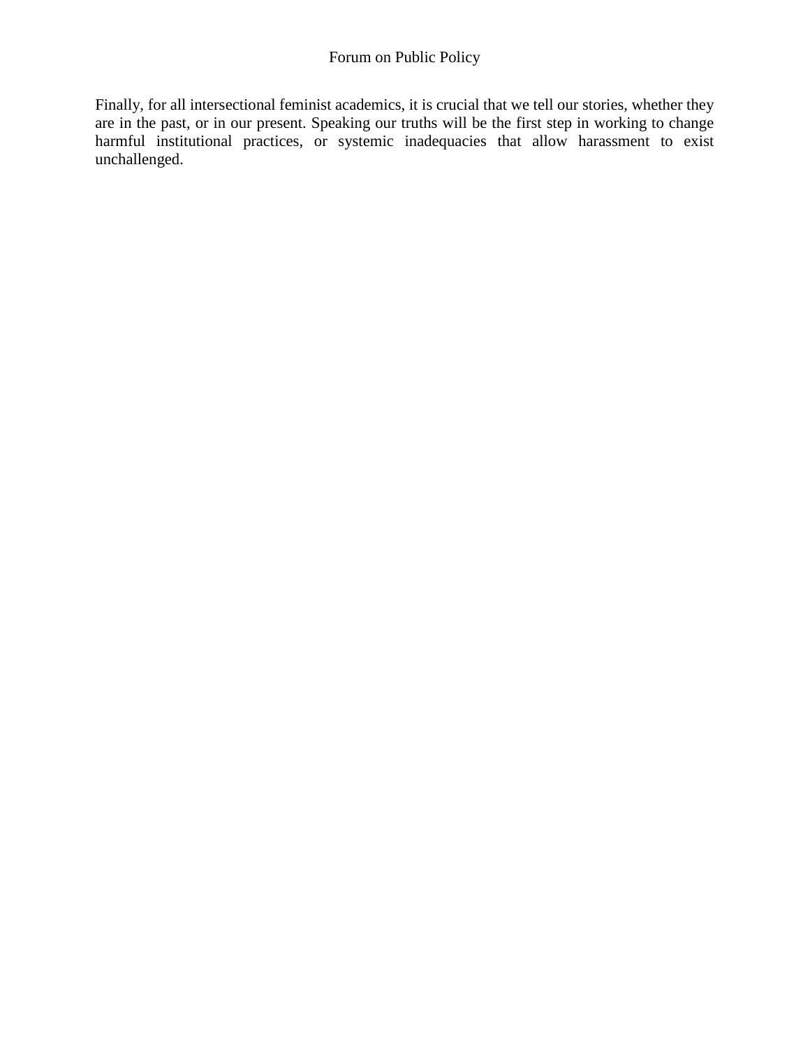Finally, for all intersectional feminist academics, it is crucial that we tell our stories, whether they are in the past, or in our present. Speaking our truths will be the first step in working to change harmful institutional practices, or systemic inadequacies that allow harassment to exist unchallenged.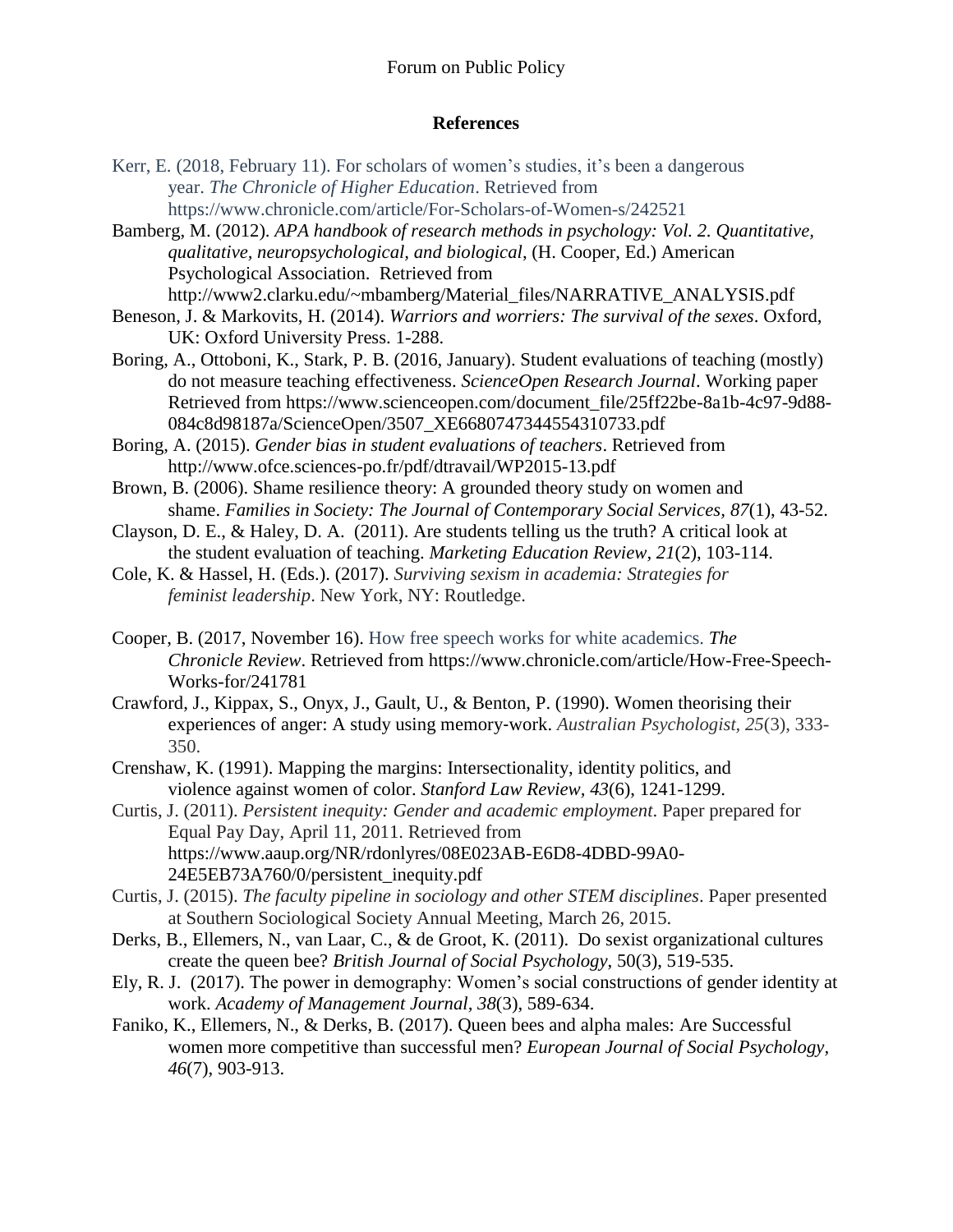**References**

Kerr, E. (2018, February 11). For scholars of women's studies, it's been a dangerous year. *The Chronicle of Higher Education*. Retrieved from https://www.chronicle.com/article/For-Scholars-of-Women-s/242521

Bamberg, M. (2012). *APA handbook of research methods in psychology: Vol. 2. Quantitative, qualitative, neuropsychological, and biological*, (H. Cooper, Ed.) American Psychological Association. Retrieved from http://www2.clarku.edu/~mbamberg/Material_files/NARRATIVE_ANALYSIS.pdf

Beneson, J. & Markovits, H. (2014). *Warriors and worriers: The survival of the sexes*. Oxford, UK: Oxford University Press. 1-288.

Boring, A., Ottoboni, K., Stark, P. B. (2016, January). Student evaluations of teaching (mostly) do not measure teaching effectiveness. *ScienceOpen Research Journal*. Working paper Retrieved from https://www.scienceopen.com/document_file/25ff22be-8a1b-4c97-9d88-084c8d98187a/ScienceOpen/3507_XE6680747344554310733.pdf

Boring, A. (2015). *Gender bias in student evaluations of teachers*. Retrieved from http://www.ofce.sciences-po.fr/pdf/dtravail/WP2015-13.pdf

Brown, B. (2006). Shame resilience theory: A grounded theory study on women and shame. *Families in Society: The Journal of Contemporary Social Services, 87*(1), 43-52.

Clayson, D. E., & Haley, D. A. (2011). Are students telling us the truth? A critical look at the student evaluation of teaching. *Marketing Education Review, 21*(2), 103-114.

Cole, K. & Hassel, H. (Eds.). (2017). *Surviving sexism in academia: Strategies for feminist leadership*. New York, NY: Routledge.

Cooper, B. (2017, November 16). How free speech works for white academics. *The Chronicle Review*. Retrieved from https://www.chronicle.com/article/How-Free-Speech-Works-for/241781

Crawford, J., Kippax, S., Onyx, J., Gault, U., & Benton, P. (1990). Women theorising their experiences of anger: A study using memory-work. *Australian Psychologist, 25*(3), 333-350.

Crenshaw, K. (1991). Mapping the margins: Intersectionality, identity politics, and violence against women of color. *Stanford Law Review, 43*(6), 1241-1299.

Curtis, J. (2011). *Persistent inequity: Gender and academic employment*. Paper prepared for Equal Pay Day, April 11, 2011. Retrieved from https://www.aaup.org/NR/rdonlyres/08E023AB-E6D8-4DBD-99A0-24E5EB73A760/0/persistent_inequity.pdf

Curtis, J. (2015). *The faculty pipeline in sociology and other STEM disciplines*. Paper presented at Southern Sociological Society Annual Meeting, March 26, 2015.

Derks, B., Ellemers, N., van Laar, C., & de Groot, K. (2011). Do sexist organizational cultures create the queen bee? *British Journal of Social Psychology,* 50(3), 519-535.

Ely, R. J. (2017). The power in demography: Women's social constructions of gender identity at work. *Academy of Management Journal*, *38*(3), 589-634.

Faniko, K., Ellemers, N., & Derks, B. (2017). Queen bees and alpha males: Are Successful women more competitive than successful men? *European Journal of Social Psychology, 46*(7), 903-913.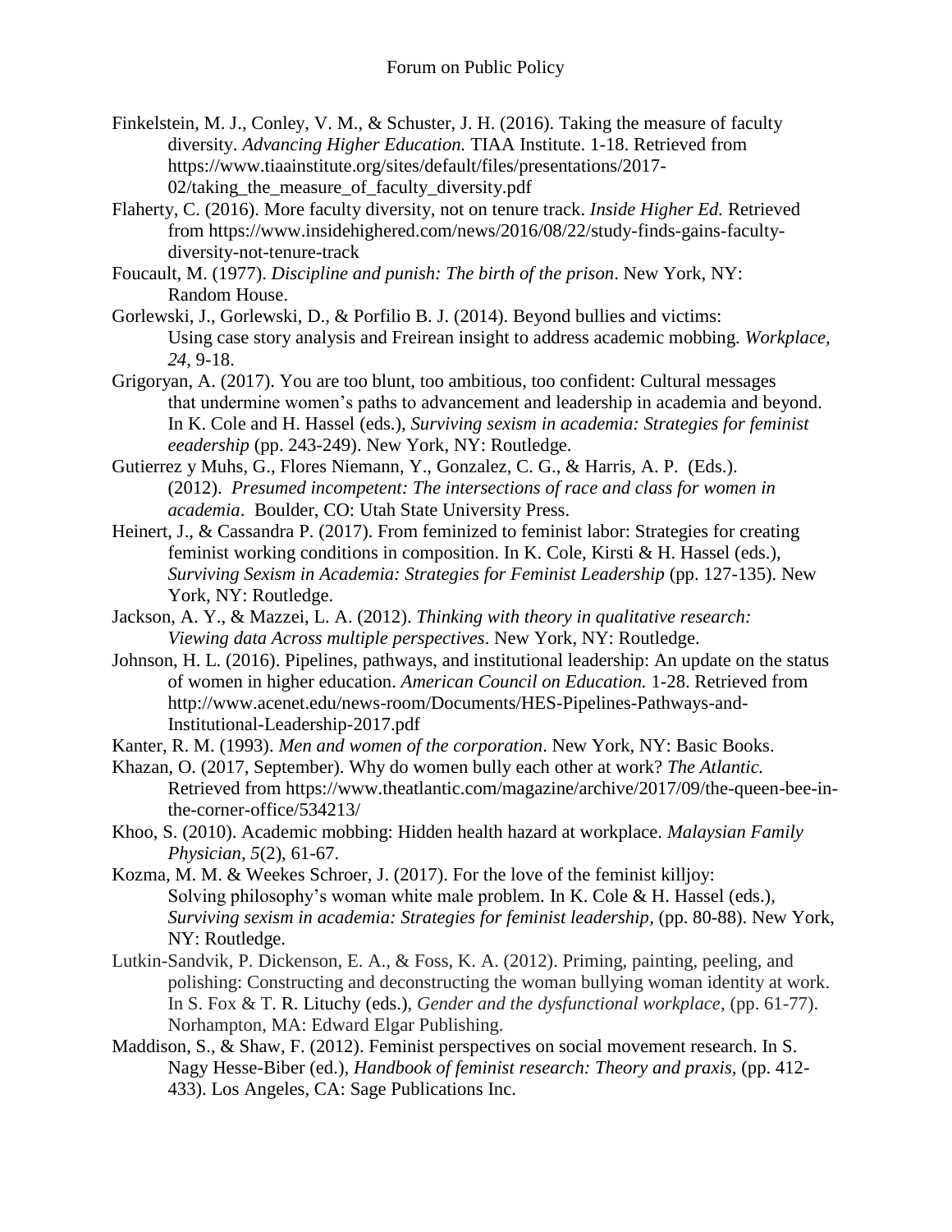Finkelstein, M. J., Conley, V. M., & Schuster, J. H. (2016). Taking the measure of faculty diversity. *Advancing Higher Education.* TIAA Institute. 1-18. Retrieved from https://www.tiaainstitute.org/sites/default/files/presentations/2017-02/taking_the_measure_of_faculty_diversity.pdf

Flaherty, C. (2016). More faculty diversity, not on tenure track. *Inside Higher Ed.* Retrieved from https://www.insidehighered.com/news/2016/08/22/study-finds-gains-faculty-diversity-not-tenure-track

Foucault, M. (1977). *Discipline and punish: The birth of the prison*. New York, NY: Random House.

Gorlewski, J., Gorlewski, D., & Porfilio B. J. (2014). Beyond bullies and victims: Using case story analysis and Freirean insight to address academic mobbing. *Workplace, 24*, 9-18.

Grigoryan, A. (2017). You are too blunt, too ambitious, too confident: Cultural messages that undermine women's paths to advancement and leadership in academia and beyond. In K. Cole and H. Hassel (eds.), *Surviving sexism in academia: Strategies for feminist eeadership* (pp. 243-249). New York, NY: Routledge.

Gutierrez y Muhs, G., Flores Niemann, Y., Gonzalez, C. G., & Harris, A. P. (Eds.). (2012). *Presumed incompetent: The intersections of race and class for women in academia*. Boulder, CO: Utah State University Press.

Heinert, J., & Cassandra P. (2017). From feminized to feminist labor: Strategies for creating feminist working conditions in composition. In K. Cole, Kirsti & H. Hassel (eds.), *Surviving Sexism in Academia: Strategies for Feminist Leadership* (pp. 127-135). New York, NY: Routledge.

Jackson, A. Y., & Mazzei, L. A. (2012). *Thinking with theory in qualitative research: Viewing data Across multiple perspectives*. New York, NY: Routledge.

Johnson, H. L. (2016). Pipelines, pathways, and institutional leadership: An update on the status of women in higher education. *American Council on Education.* 1-28. Retrieved from http://www.acenet.edu/news-room/Documents/HES-Pipelines-Pathways-and-Institutional-Leadership-2017.pdf

Kanter, R. M. (1993). *Men and women of the corporation*. New York, NY: Basic Books.

Khazan, O. (2017, September). Why do women bully each other at work? *The Atlantic.* Retrieved from https://www.theatlantic.com/magazine/archive/2017/09/the-queen-bee-in-the-corner-office/534213/

Khoo, S. (2010). Academic mobbing: Hidden health hazard at workplace. *Malaysian Family Physician, 5*(2), 61-67.

Kozma, M. M. & Weekes Schroer, J. (2017). For the love of the feminist killjoy: Solving philosophy's woman white male problem. In K. Cole & H. Hassel (eds.), *Surviving sexism in academia: Strategies for feminist leadership,* (pp. 80-88). New York, NY: Routledge.

Lutkin-Sandvik, P. Dickenson, E. A., & Foss, K. A. (2012). Priming, painting, peeling, and polishing: Constructing and deconstructing the woman bullying woman identity at work. In S. Fox & T. R. Lituchy (eds.), *Gender and the dysfunctional workplace*, (pp. 61-77). Norhampton, MA: Edward Elgar Publishing.

Maddison, S., & Shaw, F. (2012). Feminist perspectives on social movement research. In S. Nagy Hesse-Biber (ed.), *Handbook of feminist research: Theory and praxis,* (pp. 412-433). Los Angeles, CA: Sage Publications Inc.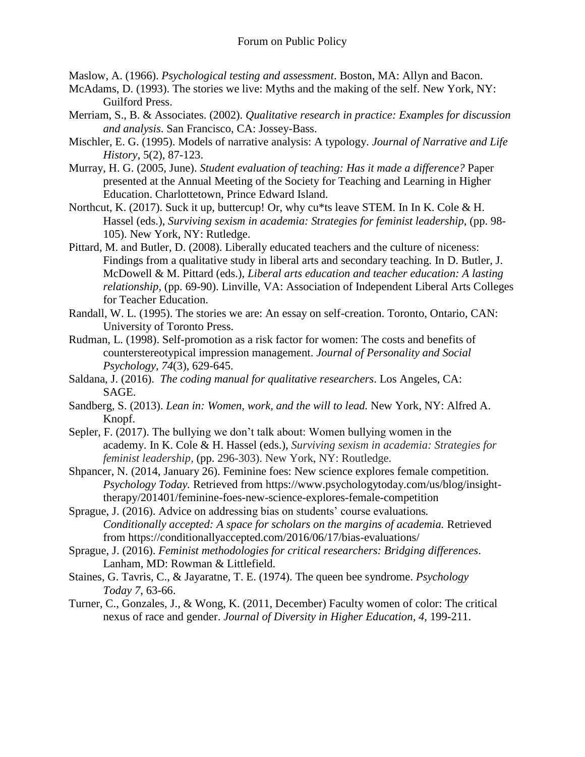Maslow, A. (1966). *Psychological testing and assessment*. Boston, MA: Allyn and Bacon.

McAdams, D. (1993). The stories we live: Myths and the making of the self. New York, NY: Guilford Press.

Merriam, S., B. & Associates. (2002). *Qualitative research in practice: Examples for discussion and analysis*. San Francisco, CA: Jossey-Bass.

Mischler, E. G. (1995). Models of narrative analysis: A typology. *Journal of Narrative and Life History*, 5(2), 87-123.

Murray, H. G. (2005, June). *Student evaluation of teaching: Has it made a difference?* Paper presented at the Annual Meeting of the Society for Teaching and Learning in Higher Education. Charlottetown, Prince Edward Island.

Northcut, K. (2017). Suck it up, buttercup! Or, why cu*ts leave STEM. In In K. Cole & H. Hassel (eds.), *Surviving sexism in academia: Strategies for feminist leadership*, (pp. 98-105). New York, NY: Rutledge.

Pittard, M. and Butler, D. (2008). Liberally educated teachers and the culture of niceness: Findings from a qualitative study in liberal arts and secondary teaching. In D. Butler, J. McDowell & M. Pittard (eds.), *Liberal arts education and teacher education: A lasting relationship*, (pp. 69-90). Linville, VA: Association of Independent Liberal Arts Colleges for Teacher Education.

Randall, W. L. (1995). The stories we are: An essay on self-creation. Toronto, Ontario, CAN: University of Toronto Press.

Rudman, L. (1998). Self-promotion as a risk factor for women: The costs and benefits of counterstereotypical impression management. *Journal of Personality and Social Psychology*, *74*(3), 629-645.

Saldana, J. (2016). *The coding manual for qualitative researchers*. Los Angeles, CA: SAGE.

Sandberg, S. (2013). *Lean in: Women, work, and the will to lead.* New York, NY: Alfred A. Knopf.

Sepler, F. (2017). The bullying we don't talk about: Women bullying women in the academy. In K. Cole & H. Hassel (eds.), *Surviving sexism in academia: Strategies for feminist leadership,* (pp. 296-303). New York, NY: Routledge.

Shpancer, N. (2014, January 26). Feminine foes: New science explores female competition. *Psychology Today.* Retrieved from https://www.psychologytoday.com/us/blog/insight-therapy/201401/feminine-foes-new-science-explores-female-competition

Sprague, J. (2016). Advice on addressing bias on students' course evaluations. *Conditionally accepted: A space for scholars on the margins of academia.* Retrieved from https://conditionallyaccepted.com/2016/06/17/bias-evaluations/

Sprague, J. (2016). *Feminist methodologies for critical researchers: Bridging differences*. Lanham, MD: Rowman & Littlefield.

Staines, G. Tavris, C., & Jayaratne, T. E. (1974). The queen bee syndrome. *Psychology Today 7*, 63-66.

Turner, C., Gonzales, J., & Wong, K. (2011, December) Faculty women of color: The critical nexus of race and gender. *Journal of Diversity in Higher Education, 4*, 199-211.